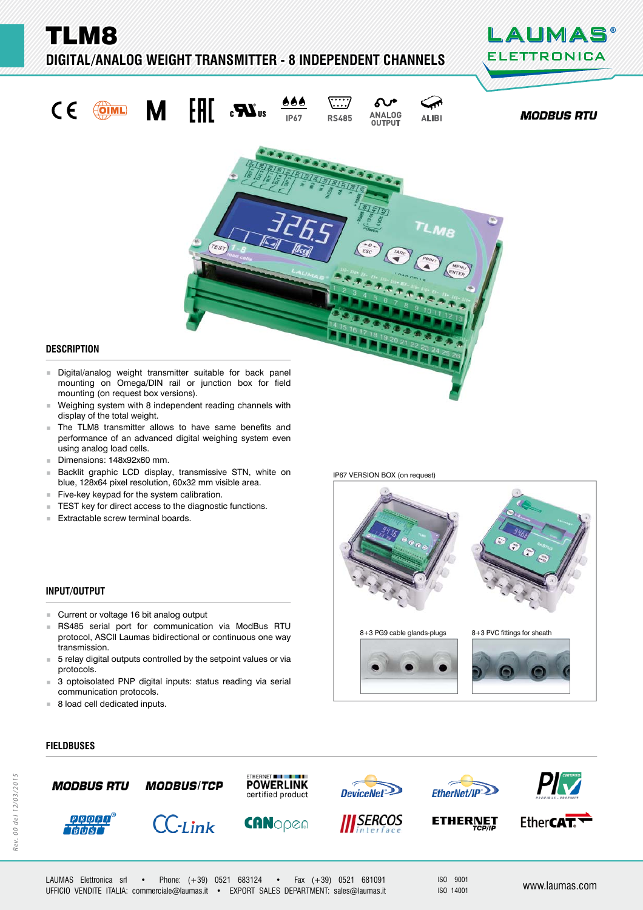# TLM8

## DIGITAL/ANALOG WEIGHT TRANSMITTER - 8 INDEPENDENT CHANNELS

IP67 RS485 ANALOG OUTPUT ALIBI

MODBUS RTU

## DESCRIPTION

- Digital/analog weight transmitter suitable for back panel mounting on Omega/DIN rail or junction box for field mounting (on request box versions).
- Weighing system with 8 independent reading channels with display of the total weight.
- The TLM8 transmitter allows to have same benefits and performance of an advanced digital weighing system even using analog load cells.
- Dimensions: 148x92x60 mm.
- Backlit graphic LCD display, transmissive STN, white on blue, 128x64 pixel resolution, 60x32 mm visible area.
- Five-key keypad for the system calibration.
- TEST key for direct access to the diagnostic functions.
- Extractable screw terminal boards.

IP67 VERSION BOX (on request)

8+3 PG9 cable glands-plugs

8+3 PVC fittings for sheath

## INPUT/OUTPUT

- Current or voltage 16 bit analog output
- RS485 serial port for communication via ModBus RTU protocol, ASCII Laumas bidirectional or continuous one way transmission.
- 5 relay digital outputs controlled by the setpoint values or via protocols.
- 3 optoisolated PNP digital inputs: status reading via serial communication protocols.
- 8 load cell dedicated inputs.

## FIELDBUSES

MODBUS RTU, MODBUS/TCP, ETHERNET POWERLINK certified product, DeviceNet, EtherNet/IP, PROFIBUS - PROFINET, PROFIBUS, CC-Link, CANopen, SERCOS interface, ETHERNET TCP/IP, EtherCAT

LAUMAS Elettronica srl • Phone: (+39) 0521 683124 • Fax (+39) 0521 681091
UFFICIO VENDITE ITALIA: commerciale@laumas.it • EXPORT SALES DEPARTMENT: sales@laumas.it

ISO 9001
ISO 14001

www.laumas.com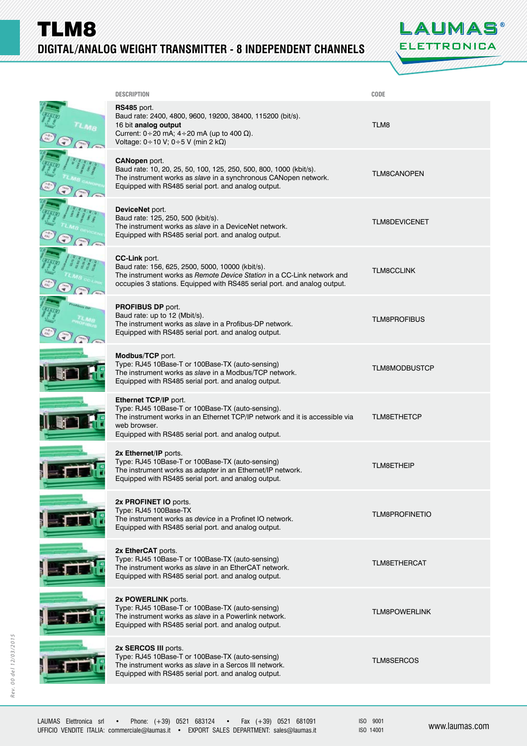# TLM8

## DIGITAL/ANALOG WEIGHT TRANSMITTER - 8 INDEPENDENT CHANNELS

| DESCRIPTION | CODE |
|---|---|
| **RS485** port.<br>Baud rate: 2400, 4800, 9600, 19200, 38400, 115200 (bit/s).<br>16 bit **analog output**<br>Current: 0÷20 mA; 4÷20 mA (up to 400 Ω).<br>Voltage: 0÷10 V; 0÷5 V (min 2 kΩ) | TLM8 |
| **CANopen** port.<br>Baud rate: 10, 20, 25, 50, 100, 125, 250, 500, 800, 1000 (kbit/s).<br>The instrument works as *slave* in a synchronous CANopen network.<br>Equipped with RS485 serial port. and analog output. | TLM8CANOPEN |
| **DeviceNet** port.<br>Baud rate: 125, 250, 500 (kbit/s).<br>The instrument works as *slave* in a DeviceNet network.<br>Equipped with RS485 serial port. and analog output. | TLM8DEVICENET |
| **CC-Link** port.<br>Baud rate: 156, 625, 2500, 5000, 10000 (kbit/s).<br>The instrument works as *Remote Device Station* in a CC-Link network and occupies 3 stations. Equipped with RS485 serial port. and analog output. | TLM8CCLINK |
| **PROFIBUS DP** port.<br>Baud rate: up to 12 (Mbit/s).<br>The instrument works as *slave* in a Profibus-DP network.<br>Equipped with RS485 serial port. and analog output. | TLM8PROFIBUS |
| **Modbus/TCP** port.<br>Type: RJ45 10Base-T or 100Base-TX (auto-sensing)<br>The instrument works as *slave* in a Modbus/TCP network.<br>Equipped with RS485 serial port. and analog output. | TLM8MODBUSTCP |
| **Ethernet TCP/IP** port.<br>Type: RJ45 10Base-T or 100Base-TX (auto-sensing).<br>The instrument works in an Ethernet TCP/IP network and it is accessible via web browser.<br>Equipped with RS485 serial port. and analog output. | TLM8ETHETCP |
| **2x Ethernet/IP** ports.<br>Type: RJ45 10Base-T or 100Base-TX (auto-sensing)<br>The instrument works as *adapter* in an Ethernet/IP network.<br>Equipped with RS485 serial port. and analog output. | TLM8ETHEIP |
| **2x PROFINET IO** ports.<br>Type: RJ45 100Base-TX<br>The instrument works as *device* in a Profinet IO network.<br>Equipped with RS485 serial port. and analog output. | TLM8PROFINETIO |
| **2x EtherCAT** ports.<br>Type: RJ45 10Base-T or 100Base-TX (auto-sensing)<br>The instrument works as *slave* in an EtherCAT network.<br>Equipped with RS485 serial port. and analog output. | TLM8ETHERCAT |
| **2x POWERLINK** ports.<br>Type: RJ45 10Base-T or 100Base-TX (auto-sensing)<br>The instrument works as *slave* in a Powerlink network.<br>Equipped with RS485 serial port. and analog output. | TLM8POWERLINK |
| **2x SERCOS III** ports.<br>Type: RJ45 10Base-T or 100Base-TX (auto-sensing)<br>The instrument works as *slave* in a Sercos III network.<br>Equipped with RS485 serial port. and analog output. | TLM8SERCOS |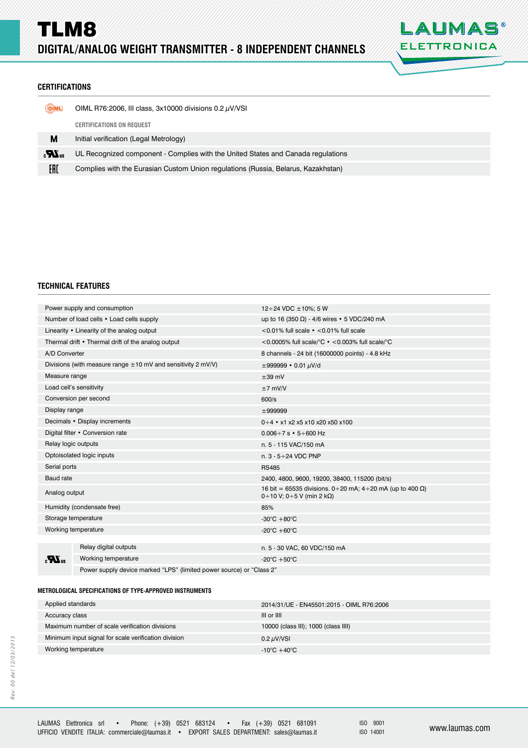# TLM8

## DIGITAL/ANALOG WEIGHT TRANSMITTER - 8 INDEPENDENT CHANNELS

### CERTIFICATIONS

| | |
|---|---|
| OIML | OIML R76:2006, III class, 3x10000 divisions 0.2 μV/VSI |
| | **CERTIFICATIONS ON REQUEST** |
| M | Initial verification (Legal Metrology) |
| cULus | UL Recognized component - Complies with the United States and Canada regulations |
| EAC | Complies with the Eurasian Custom Union regulations (Russia, Belarus, Kazakhstan) |

### TECHNICAL FEATURES

| | |
|---|---|
| Power supply and consumption | 12÷24 VDC ±10%; 5 W |
| Number of load cells • Load cells supply | up to 16 (350 Ω) - 4/6 wires • 5 VDC/240 mA |
| Linearity • Linearity of the analog output | <0.01% full scale • <0.01% full scale |
| Thermal drift • Thermal drift of the analog output | <0.0005% full scale/°C • <0.003% full scale/°C |
| A/D Converter | 8 channels - 24 bit (16000000 points) - 4.8 kHz |
| Divisions (with measure range ±10 mV and sensitivity 2 mV/V) | ±999999 • 0.01 μV/d |
| Measure range | ±39 mV |
| Load cell's sensitivity | ±7 mV/V |
| Conversion per second | 600/s |
| Display range | ±999999 |
| Decimals • Display increments | 0÷4 • x1 x2 x5 x10 x20 x50 x100 |
| Digital filter • Conversion rate | 0.006÷7 s • 5÷600 Hz |
| Relay logic outputs | n. 5 - 115 VAC/150 mA |
| Optoisolated logic inputs | n. 3 - 5÷24 VDC PNP |
| Serial ports | RS485 |
| Baud rate | 2400, 4800, 9600, 19200, 38400, 115200 (bit/s) |
| Analog output | 16 bit = 65535 divisions. 0÷20 mA; 4÷20 mA (up to 400 Ω) 0÷10 V; 0÷5 V (min 2 kΩ) |
| Humidity (condensate free) | 85% |
| Storage temperature | -30°C +80°C |
| Working temperature | -20°C +60°C |

| | | |
|---|---|---|
| cULus | Relay digital outputs | n. 5 - 30 VAC, 60 VDC/150 mA |
| | Working temperature | -20°C +50°C |
| | Power supply device marked "LPS" (limited power source) or "Class 2" | |

#### METROLOGICAL SPECIFICATIONS OF TYPE-APPROVED INSTRUMENTS

| | |
|---|---|
| Applied standards | 2014/31/UE - EN45501:2015 - OIML R76:2006 |
| Accuracy class | III or IIII |
| Maximum number of scale verification divisions | 10000 (class III); 1000 (class IIII) |
| Minimum input signal for scale verification division | 0.2 μV/VSI |
| Working temperature | -10°C +40°C |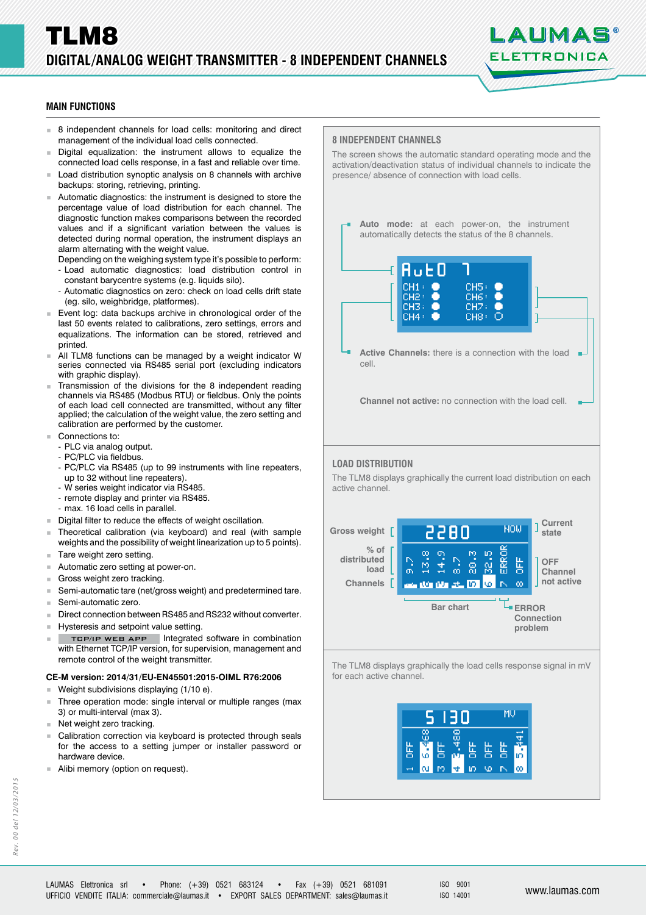# TLM8

## DIGITAL/ANALOG WEIGHT TRANSMITTER - 8 INDEPENDENT CHANNELS

### MAIN FUNCTIONS

- 8 independent channels for load cells: monitoring and direct management of the individual load cells connected.
- Digital equalization: the instrument allows to equalize the connected load cells response, in a fast and reliable over time.
- Load distribution synoptic analysis on 8 channels with archive backups: storing, retrieving, printing.
- Automatic diagnostics: the instrument is designed to store the percentage value of load distribution for each channel. The diagnostic function makes comparisons between the recorded values and if a significant variation between the values is detected during normal operation, the instrument displays an alarm alternating with the weight value.
  Depending on the weighing system type it's possible to perform:
  - Load automatic diagnostics: load distribution control in constant barycentre systems (e.g. liquids silo).
  - Automatic diagnostics on zero: check on load cells drift state (eg. silo, weighbridge, platforms).
- Event log: data backups archive in chronological order of the last 50 events related to calibrations, zero settings, errors and equalizations. The information can be stored, retrieved and printed.
- All TLM8 functions can be managed by a weight indicator W series connected via RS485 serial port (excluding indicators with graphic display).
- Transmission of the divisions for the 8 independent reading channels via RS485 (Modbus RTU) or fieldbus. Only the points of each load cell connected are transmitted, without any filter applied; the calculation of the weight value, the zero setting and calibration are performed by the customer.
- Connections to:
  - PLC via analog output.
  - PC/PLC via fieldbus.
  - PC/PLC via RS485 (up to 99 instruments with line repeaters, up to 32 without line repeaters).
  - W series weight indicator via RS485.
  - remote display and printer via RS485.
  - max. 16 load cells in parallel.
- Digital filter to reduce the effects of weight oscillation.
- Theoretical calibration (via keyboard) and real (with sample weights and the possibility of weight linearization up to 5 points).
- Tare weight zero setting.
- Automatic zero setting at power-on.
- Gross weight zero tracking.
- Semi-automatic tare (net/gross weight) and predetermined tare.
- Semi-automatic zero.
- Direct connection between RS485 and RS232 without converter.
- Hysteresis and setpoint value setting.
- TCP/IP WEB APP Integrated software in combination with Ethernet TCP/IP version, for supervision, management and remote control of the weight transmitter.

**CE-M version: 2014/31/EU-EN45501:2015-OIML R76:2006**

- Weight subdivisions displaying (1/10 e).
- Three operation mode: single interval or multiple ranges (max 3) or multi-interval (max 3).
- Net weight zero tracking.
- Calibration correction via keyboard is protected through seals for the access to a setting jumper or installer password or hardware device.
- Alibi memory (option on request).

### 8 INDEPENDENT CHANNELS

The screen shows the automatic standard operating mode and the activation/deactivation status of individual channels to indicate the presence/ absence of connection with load cells.

**Auto mode:** at each power-on, the instrument automatically detects the status of the 8 channels.

**Active Channels:** there is a connection with the load cell.

**Channel not active:** no connection with the load cell.

### LOAD DISTRIBUTION

The TLM8 displays graphically the current load distribution on each active channel.

Gross weight — % of distributed load — Channels — Bar chart — Current state — OFF Channel not active — ERROR Connection problem

The TLM8 displays graphically the load cells response signal in mV for each active channel.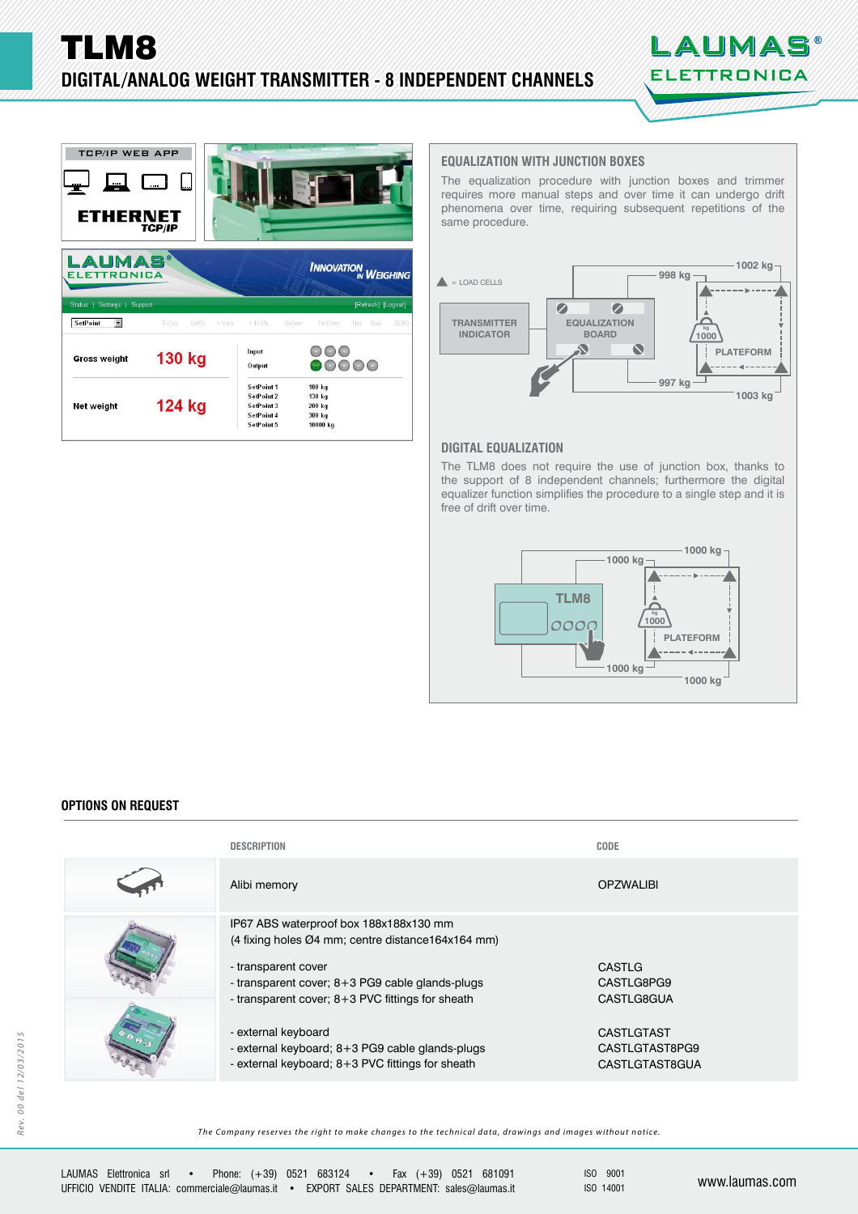# TLM8

## DIGITAL/ANALOG WEIGHT TRANSMITTER - 8 INDEPENDENT CHANNELS

TCP/IP WEB APP

ETHERNET TCP/IP

Gross weight 130 kg

Net weight 124 kg

### EQUALIZATION WITH JUNCTION BOXES

The equalization procedure with junction boxes and trimmer requires more manual steps and over time it can undergo drift phenomena over time, requiring subsequent repetitions of the same procedure.

= LOAD CELLS

TRANSMITTER INDICATOR

EQUALIZATION BOARD

PLATEFORM

1002 kg
998 kg
997 kg
1003 kg

### DIGITAL EQUALIZATION

The TLM8 does not require the use of junction box, thanks to the support of 8 independent channels; furthermore the digital equalizer function simplifies the procedure to a single step and it is free of drift over time.

TLM8

PLATEFORM

1000 kg
1000 kg
1000 kg
1000 kg

### OPTIONS ON REQUEST

| | DESCRIPTION | CODE |
|---|---|---|
| | Alibi memory | OPZWALIBI |
| | IP67 ABS waterproof box 188x188x130 mm<br>(4 fixing holes Ø4 mm; centre distance164x164 mm) | |
| | - transparent cover<br>- transparent cover; 8+3 PG9 cable glands-plugs<br>- transparent cover; 8+3 PVC fittings for sheath | CASTLG<br>CASTLG8PG9<br>CASTLG8GUA |
| | - external keyboard<br>- external keyboard; 8+3 PG9 cable glands-plugs<br>- external keyboard; 8+3 PVC fittings for sheath | CASTLGTAST<br>CASTLGTAST8PG9<br>CASTLGTAST8GUA |

*The Company reserves the right to make changes to the technical data, drawings and images without notice.*

Rev. 00 del 12/03/2015

LAUMAS Elettronica srl • Phone: (+39) 0521 683124 • Fax (+39) 0521 681091
UFFICIO VENDITE ITALIA: commerciale@laumas.it • EXPORT SALES DEPARTMENT: sales@laumas.it

ISO 9001
ISO 14001

www.laumas.com